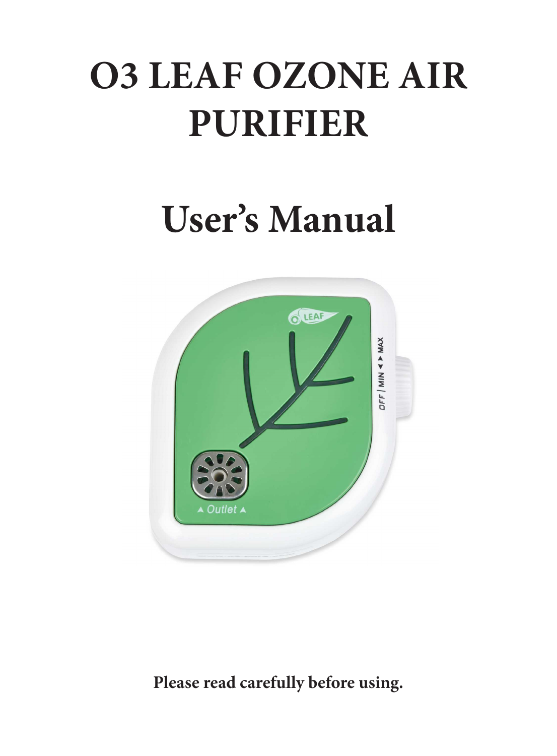# O3 LEAF OZONE AIR PURIFIER

# User's Manual

**Please read carefully before using.**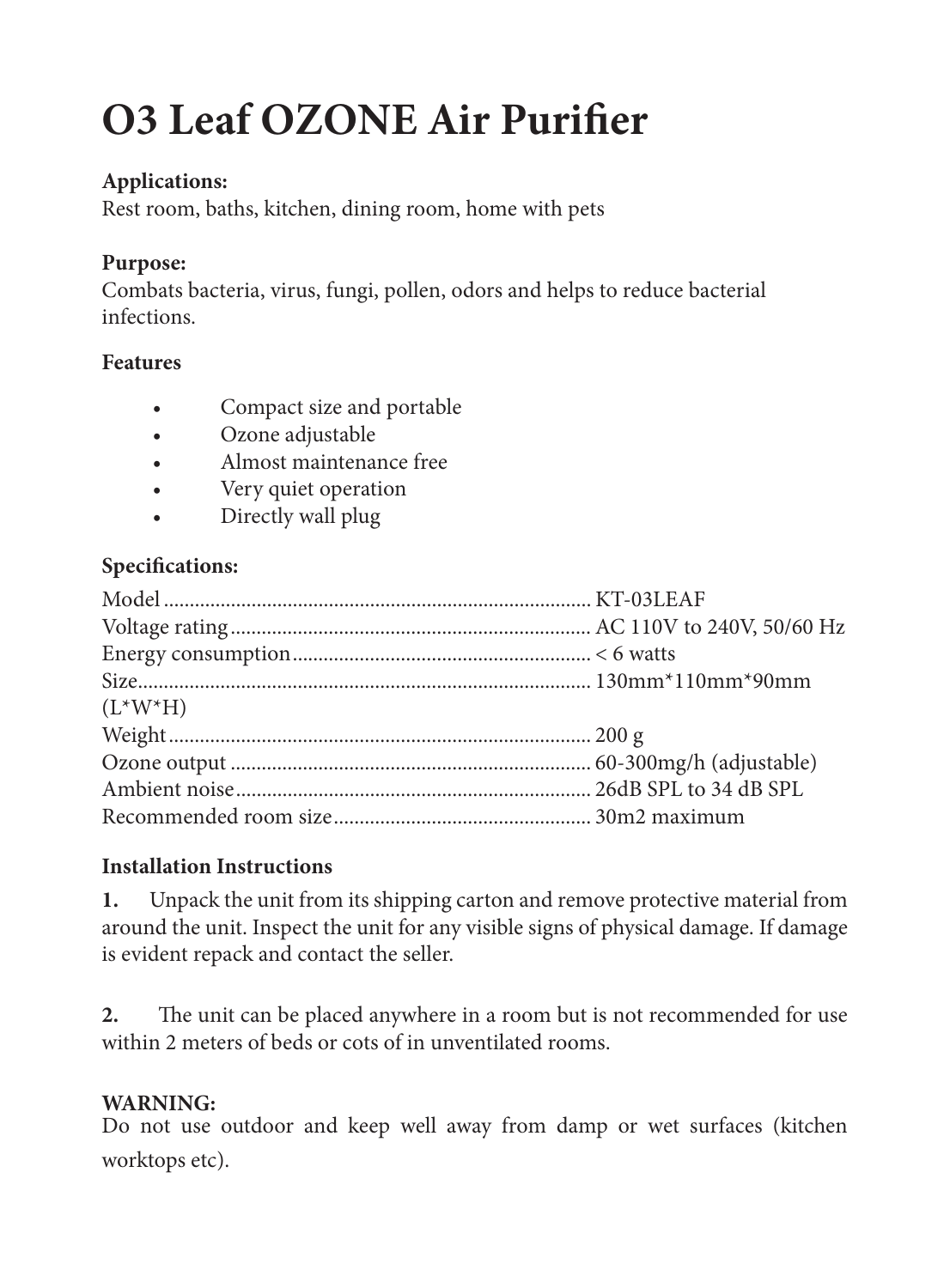# O3 Leaf OZONE Air Purifier

**Applications:**
Rest room, baths, kitchen, dining room, home with pets

**Purpose:**
Combats bacteria, virus, fungi, pollen, odors and helps to reduce bacterial infections.

**Features**

- Compact size and portable
- Ozone adjustable
- Almost maintenance free
- Very quiet operation
- Directly wall plug

**Specifications:**

| | |
|---|---|
| Model | KT-03LEAF |
| Voltage rating | AC 110V to 240V, 50/60 Hz |
| Energy consumption | < 6 watts |
| Size (L*W*H) | 130mm*110mm*90mm |
| Weight | 200 g |
| Ozone output | 60-300mg/h (adjustable) |
| Ambient noise | 26dB SPL to 34 dB SPL |
| Recommended room size | 30m2 maximum |

**Installation Instructions**

**1.** Unpack the unit from its shipping carton and remove protective material from around the unit. Inspect the unit for any visible signs of physical damage. If damage is evident repack and contact the seller.

**2.** The unit can be placed anywhere in a room but is not recommended for use within 2 meters of beds or cots of in unventilated rooms.

**WARNING:**
Do not use outdoor and keep well away from damp or wet surfaces (kitchen worktops etc).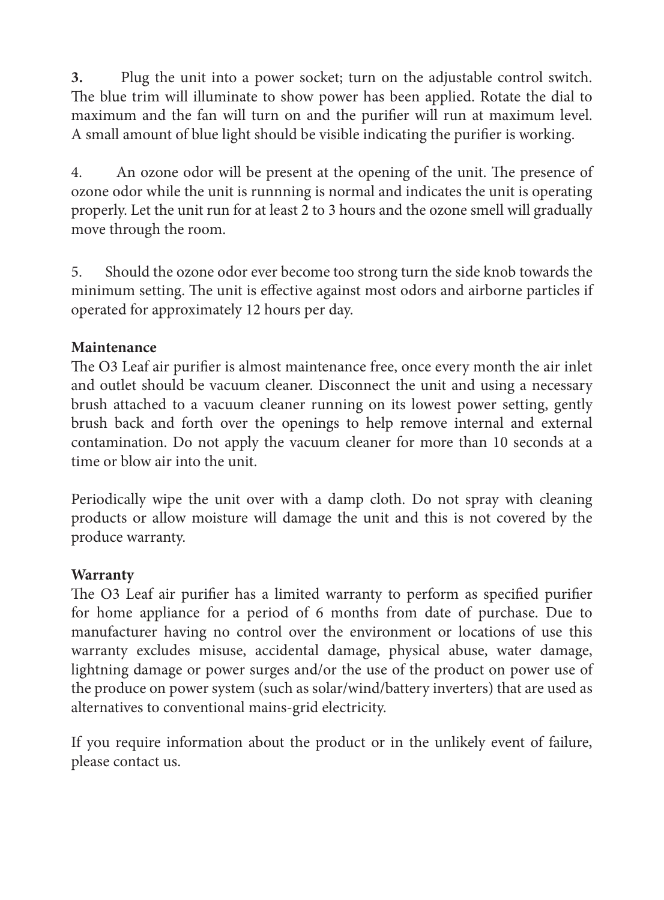**3.** Plug the unit into a power socket; turn on the adjustable control switch. The blue trim will illuminate to show power has been applied. Rotate the dial to maximum and the fan will turn on and the purifier will run at maximum level. A small amount of blue light should be visible indicating the purifier is working.

4. An ozone odor will be present at the opening of the unit. The presence of ozone odor while the unit is runnning is normal and indicates the unit is operating properly. Let the unit run for at least 2 to 3 hours and the ozone smell will gradually move through the room.

5. Should the ozone odor ever become too strong turn the side knob towards the minimum setting. The unit is effective against most odors and airborne particles if operated for approximately 12 hours per day.

**Maintenance**

The O3 Leaf air purifier is almost maintenance free, once every month the air inlet and outlet should be vacuum cleaner. Disconnect the unit and using a necessary brush attached to a vacuum cleaner running on its lowest power setting, gently brush back and forth over the openings to help remove internal and external contamination. Do not apply the vacuum cleaner for more than 10 seconds at a time or blow air into the unit.

Periodically wipe the unit over with a damp cloth. Do not spray with cleaning products or allow moisture will damage the unit and this is not covered by the produce warranty.

**Warranty**

The O3 Leaf air purifier has a limited warranty to perform as specified purifier for home appliance for a period of 6 months from date of purchase. Due to manufacturer having no control over the environment or locations of use this warranty excludes misuse, accidental damage, physical abuse, water damage, lightning damage or power surges and/or the use of the product on power use of the produce on power system (such as solar/wind/battery inverters) that are used as alternatives to conventional mains-grid electricity.

If you require information about the product or in the unlikely event of failure, please contact us.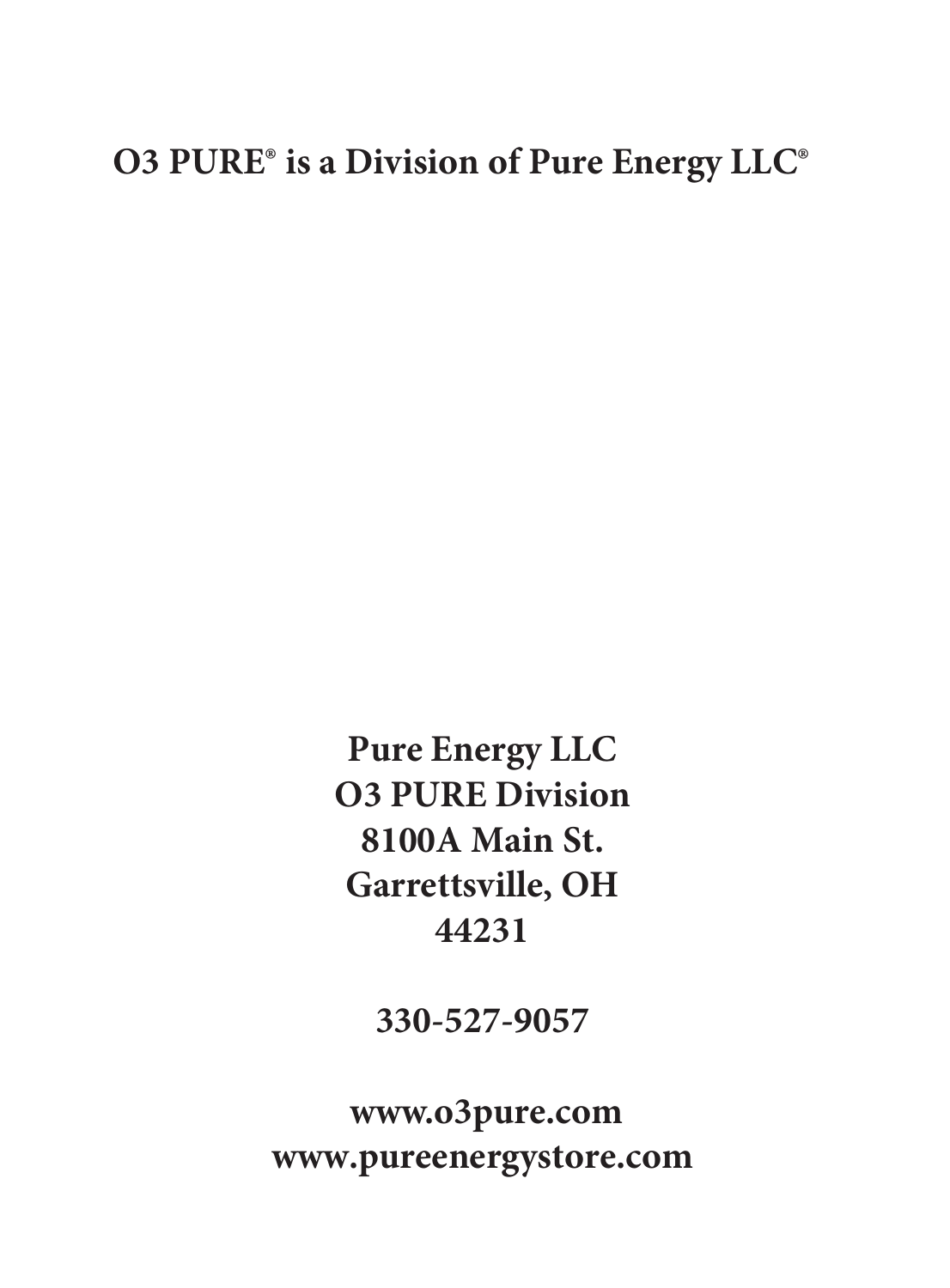**O3 PURE® is a Division of Pure Energy LLC®**

**Pure Energy LLC**
**O3 PURE Division**
**8100A Main St.**
**Garrettsville, OH**
**44231**

**330-527-9057**

**www.o3pure.com**
**www.pureenergystore.com**